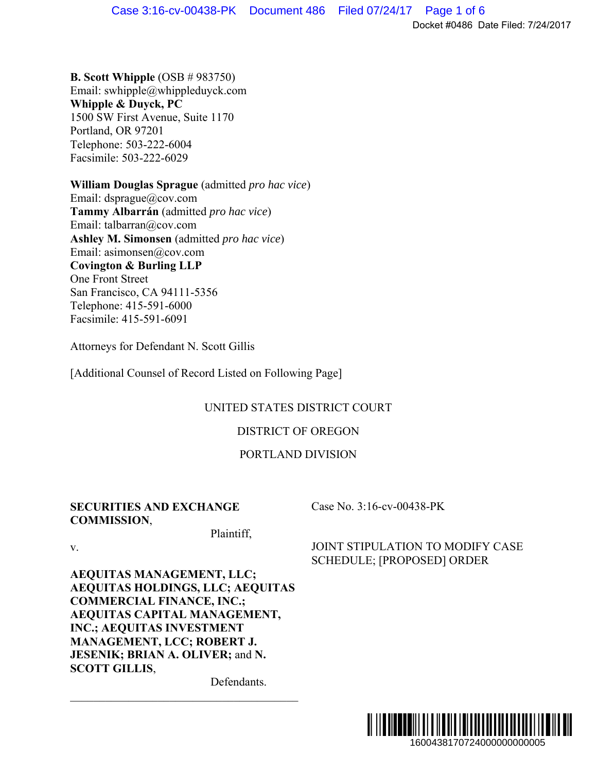**B. Scott Whipple** (OSB # 983750)
Email: swhipple@whippleduyck.com
**Whipple & Duyck, PC**
1500 SW First Avenue, Suite 1170
Portland, OR 97201
Telephone: 503-222-6004
Facsimile: 503-222-6029

**William Douglas Sprague** (admitted *pro hac vice*)
Email: dsprague@cov.com
**Tammy Albarrán** (admitted *pro hac vice*)
Email: talbarran@cov.com
**Ashley M. Simonsen** (admitted *pro hac vice*)
Email: asimonsen@cov.com
**Covington & Burling LLP**
One Front Street
San Francisco, CA 94111-5356
Telephone: 415-591-6000
Facsimile: 415-591-6091

Attorneys for Defendant N. Scott Gillis

[Additional Counsel of Record Listed on Following Page]

UNITED STATES DISTRICT COURT

DISTRICT OF OREGON

PORTLAND DIVISION

**SECURITIES AND EXCHANGE COMMISSION**,

Plaintiff,

v.

**AEQUITAS MANAGEMENT, LLC; AEQUITAS HOLDINGS, LLC; AEQUITAS COMMERCIAL FINANCE, INC.; AEQUITAS CAPITAL MANAGEMENT, INC.; AEQUITAS INVESTMENT MANAGEMENT, LCC; ROBERT J. JESENIK; BRIAN A. OLIVER;** and **N. SCOTT GILLIS**,

Defendants.

Case No. 3:16-cv-00438-PK

JOINT STIPULATION TO MODIFY CASE SCHEDULE; [PROPOSED] ORDER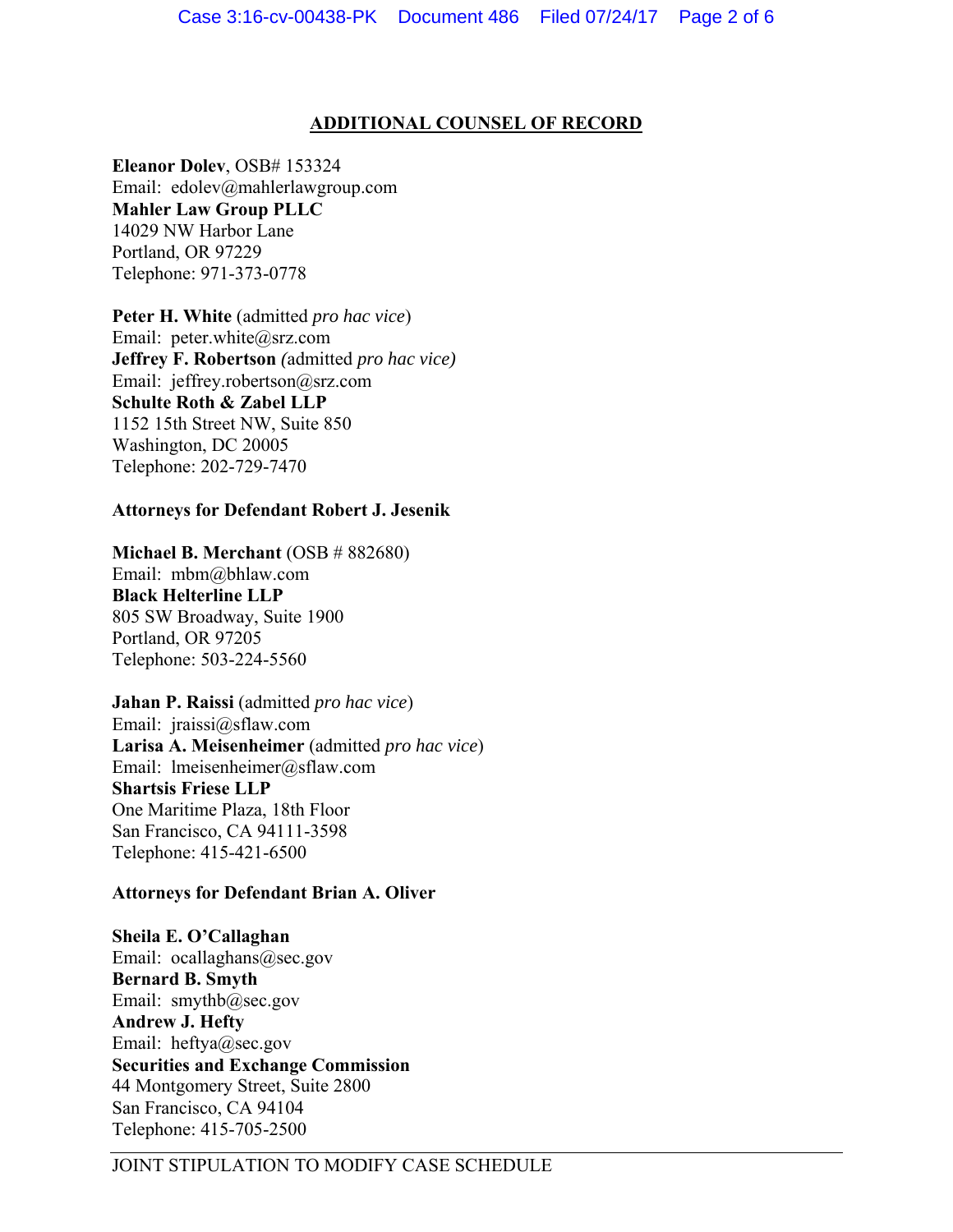## ADDITIONAL COUNSEL OF RECORD

**Eleanor Dolev**, OSB# 153324
Email: edolev@mahlerlawgroup.com
**Mahler Law Group PLLC**
14029 NW Harbor Lane
Portland, OR 97229
Telephone: 971-373-0778

**Peter H. White** (admitted *pro hac vice*)
Email: peter.white@srz.com
**Jeffrey F. Robertson** *(*admitted *pro hac vice)*
Email: jeffrey.robertson@srz.com
**Schulte Roth & Zabel LLP**
1152 15th Street NW, Suite 850
Washington, DC 20005
Telephone: 202-729-7470

**Attorneys for Defendant Robert J. Jesenik**

**Michael B. Merchant** (OSB # 882680)
Email: mbm@bhlaw.com
**Black Helterline LLP**
805 SW Broadway, Suite 1900
Portland, OR 97205
Telephone: 503-224-5560

**Jahan P. Raissi** (admitted *pro hac vice*)
Email: jraissi@sflaw.com
**Larisa A. Meisenheimer** (admitted *pro hac vice*)
Email: lmeisenheimer@sflaw.com
**Shartsis Friese LLP**
One Maritime Plaza, 18th Floor
San Francisco, CA 94111-3598
Telephone: 415-421-6500

**Attorneys for Defendant Brian A. Oliver**

**Sheila E. O'Callaghan**
Email: ocallaghans@sec.gov
**Bernard B. Smyth**
Email: smythb@sec.gov
**Andrew J. Hefty**
Email: heftya@sec.gov
**Securities and Exchange Commission**
44 Montgomery Street, Suite 2800
San Francisco, CA 94104
Telephone: 415-705-2500

JOINT STIPULATION TO MODIFY CASE SCHEDULE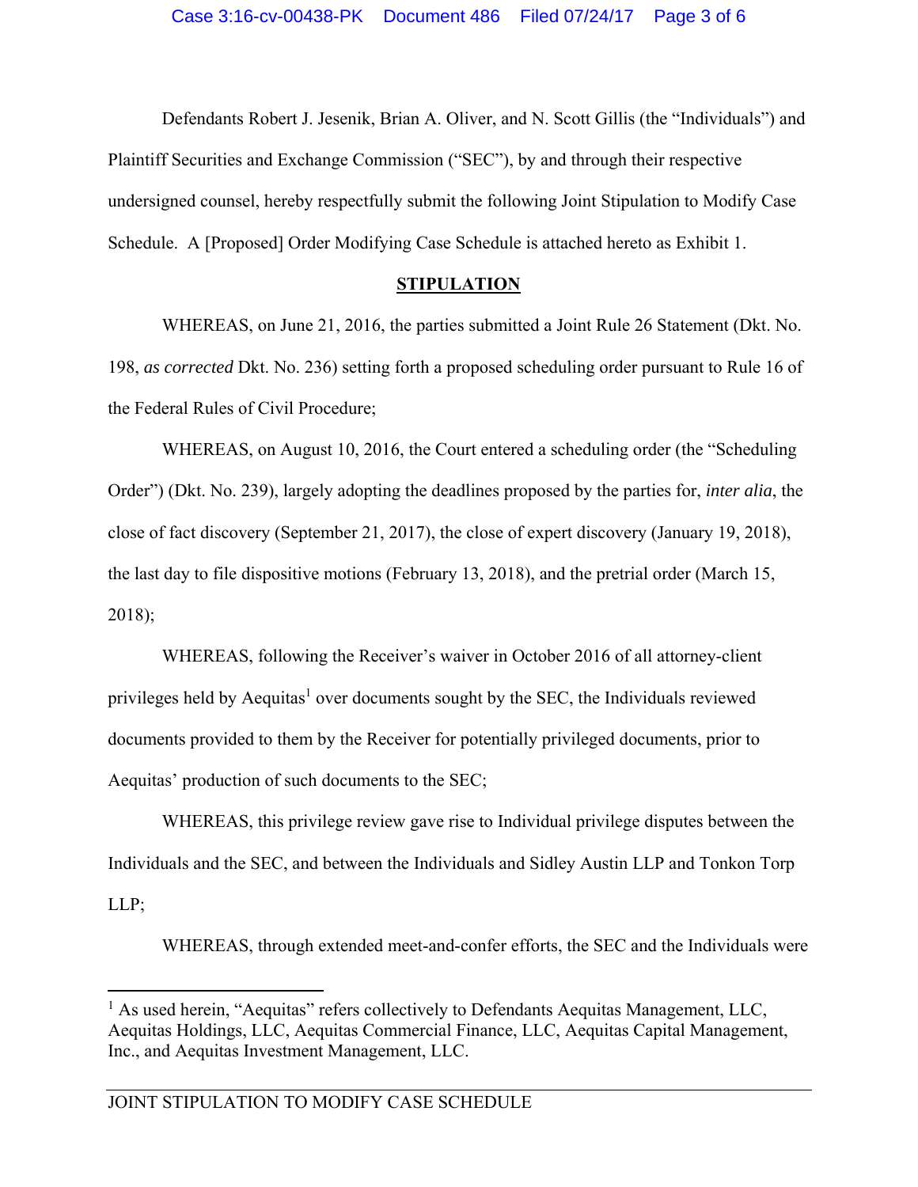Defendants Robert J. Jesenik, Brian A. Oliver, and N. Scott Gillis (the "Individuals") and Plaintiff Securities and Exchange Commission ("SEC"), by and through their respective undersigned counsel, hereby respectfully submit the following Joint Stipulation to Modify Case Schedule. A [Proposed] Order Modifying Case Schedule is attached hereto as Exhibit 1.

## STIPULATION

WHEREAS, on June 21, 2016, the parties submitted a Joint Rule 26 Statement (Dkt. No. 198, *as corrected* Dkt. No. 236) setting forth a proposed scheduling order pursuant to Rule 16 of the Federal Rules of Civil Procedure;

WHEREAS, on August 10, 2016, the Court entered a scheduling order (the "Scheduling Order") (Dkt. No. 239), largely adopting the deadlines proposed by the parties for, *inter alia*, the close of fact discovery (September 21, 2017), the close of expert discovery (January 19, 2018), the last day to file dispositive motions (February 13, 2018), and the pretrial order (March 15, 2018);

WHEREAS, following the Receiver's waiver in October 2016 of all attorney-client privileges held by Aequitas[1] over documents sought by the SEC, the Individuals reviewed documents provided to them by the Receiver for potentially privileged documents, prior to Aequitas' production of such documents to the SEC;

WHEREAS, this privilege review gave rise to Individual privilege disputes between the Individuals and the SEC, and between the Individuals and Sidley Austin LLP and Tonkon Torp LLP;

WHEREAS, through extended meet-and-confer efforts, the SEC and the Individuals were

---

[1] As used herein, "Aequitas" refers collectively to Defendants Aequitas Management, LLC, Aequitas Holdings, LLC, Aequitas Commercial Finance, LLC, Aequitas Capital Management, Inc., and Aequitas Investment Management, LLC.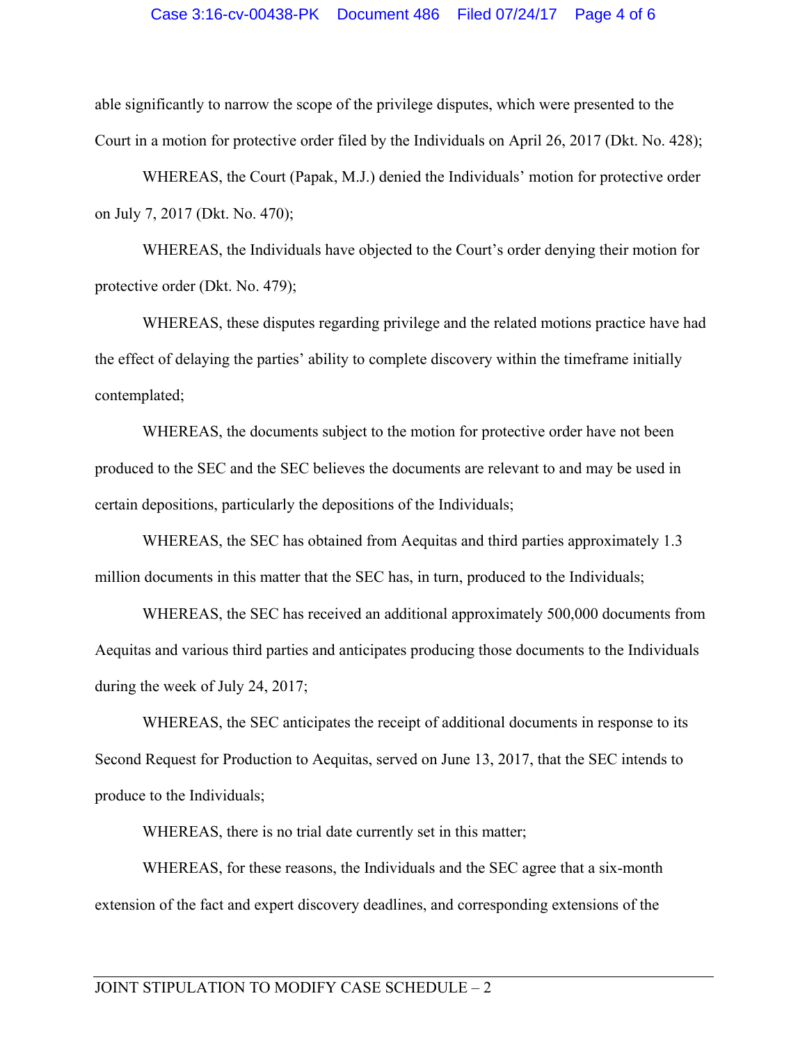able significantly to narrow the scope of the privilege disputes, which were presented to the Court in a motion for protective order filed by the Individuals on April 26, 2017 (Dkt. No. 428);

WHEREAS, the Court (Papak, M.J.) denied the Individuals' motion for protective order on July 7, 2017 (Dkt. No. 470);

WHEREAS, the Individuals have objected to the Court's order denying their motion for protective order (Dkt. No. 479);

WHEREAS, these disputes regarding privilege and the related motions practice have had the effect of delaying the parties' ability to complete discovery within the timeframe initially contemplated;

WHEREAS, the documents subject to the motion for protective order have not been produced to the SEC and the SEC believes the documents are relevant to and may be used in certain depositions, particularly the depositions of the Individuals;

WHEREAS, the SEC has obtained from Aequitas and third parties approximately 1.3 million documents in this matter that the SEC has, in turn, produced to the Individuals;

WHEREAS, the SEC has received an additional approximately 500,000 documents from Aequitas and various third parties and anticipates producing those documents to the Individuals during the week of July 24, 2017;

WHEREAS, the SEC anticipates the receipt of additional documents in response to its Second Request for Production to Aequitas, served on June 13, 2017, that the SEC intends to produce to the Individuals;

WHEREAS, there is no trial date currently set in this matter;

WHEREAS, for these reasons, the Individuals and the SEC agree that a six-month extension of the fact and expert discovery deadlines, and corresponding extensions of the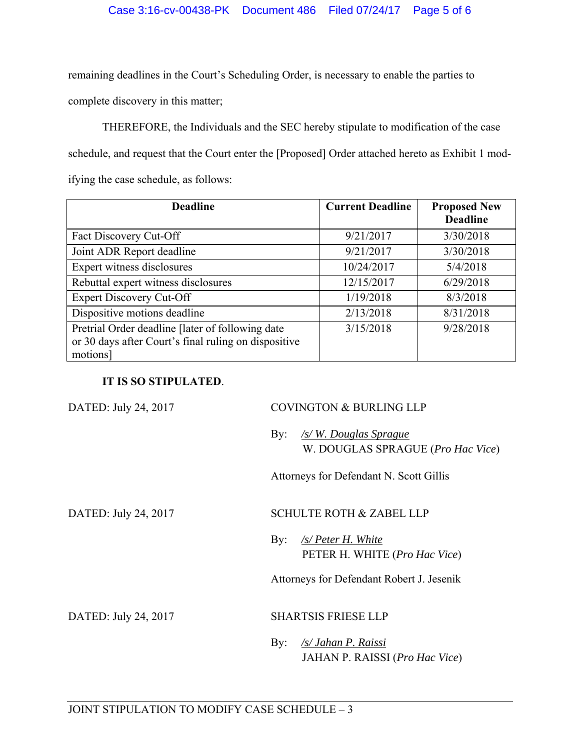remaining deadlines in the Court's Scheduling Order, is necessary to enable the parties to complete discovery in this matter;

THEREFORE, the Individuals and the SEC hereby stipulate to modification of the case schedule, and request that the Court enter the [Proposed] Order attached hereto as Exhibit 1 modifying the case schedule, as follows:

| Deadline | Current Deadline | Proposed New Deadline |
|---|---|---|
| Fact Discovery Cut-Off | 9/21/2017 | 3/30/2018 |
| Joint ADR Report deadline | 9/21/2017 | 3/30/2018 |
| Expert witness disclosures | 10/24/2017 | 5/4/2018 |
| Rebuttal expert witness disclosures | 12/15/2017 | 6/29/2018 |
| Expert Discovery Cut-Off | 1/19/2018 | 8/3/2018 |
| Dispositive motions deadline | 2/13/2018 | 8/31/2018 |
| Pretrial Order deadline [later of following date or 30 days after Court's final ruling on dispositive motions] | 3/15/2018 | 9/28/2018 |

**IT IS SO STIPULATED**.

DATED: July 24, 2017

COVINGTON & BURLING LLP

By: */s/ W. Douglas Sprague*
W. DOUGLAS SPRAGUE (*Pro Hac Vice*)

Attorneys for Defendant N. Scott Gillis

DATED: July 24, 2017

SCHULTE ROTH & ZABEL LLP

By: */s/ Peter H. White*
PETER H. WHITE (*Pro Hac Vice*)

Attorneys for Defendant Robert J. Jesenik

DATED: July 24, 2017

SHARTSIS FRIESE LLP

By: */s/ Jahan P. Raissi*
JAHAN P. RAISSI (*Pro Hac Vice*)

JOINT STIPULATION TO MODIFY CASE SCHEDULE – 3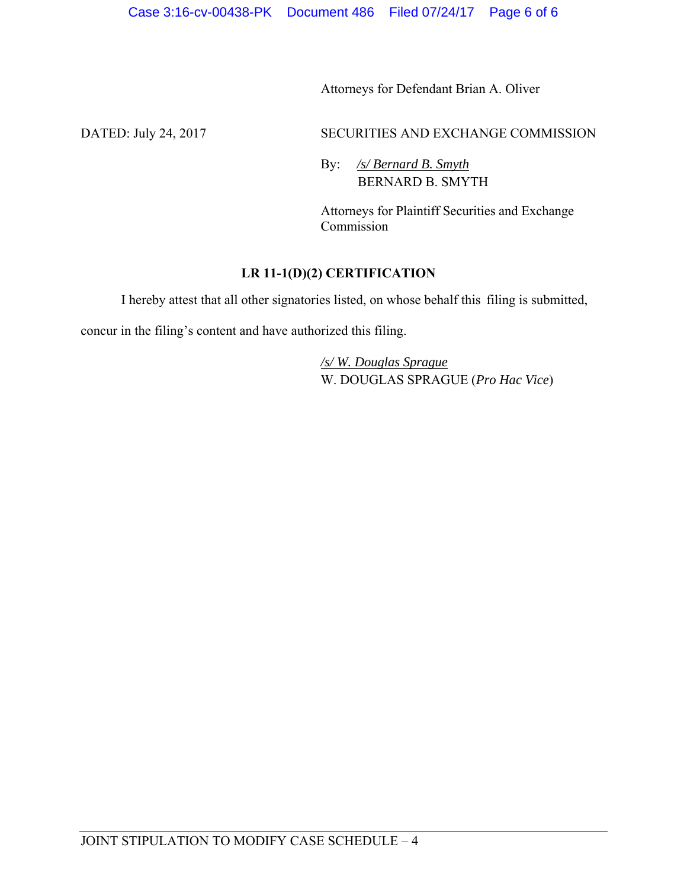Attorneys for Defendant Brian A. Oliver

DATED: July 24, 2017

SECURITIES AND EXCHANGE COMMISSION

By: */s/ Bernard B. Smyth*
BERNARD B. SMYTH

Attorneys for Plaintiff Securities and Exchange Commission

**LR 11-1(D)(2) CERTIFICATION**

I hereby attest that all other signatories listed, on whose behalf this filing is submitted, concur in the filing's content and have authorized this filing.

*/s/ W. Douglas Sprague*
W. DOUGLAS SPRAGUE (*Pro Hac Vice*)

JOINT STIPULATION TO MODIFY CASE SCHEDULE – 4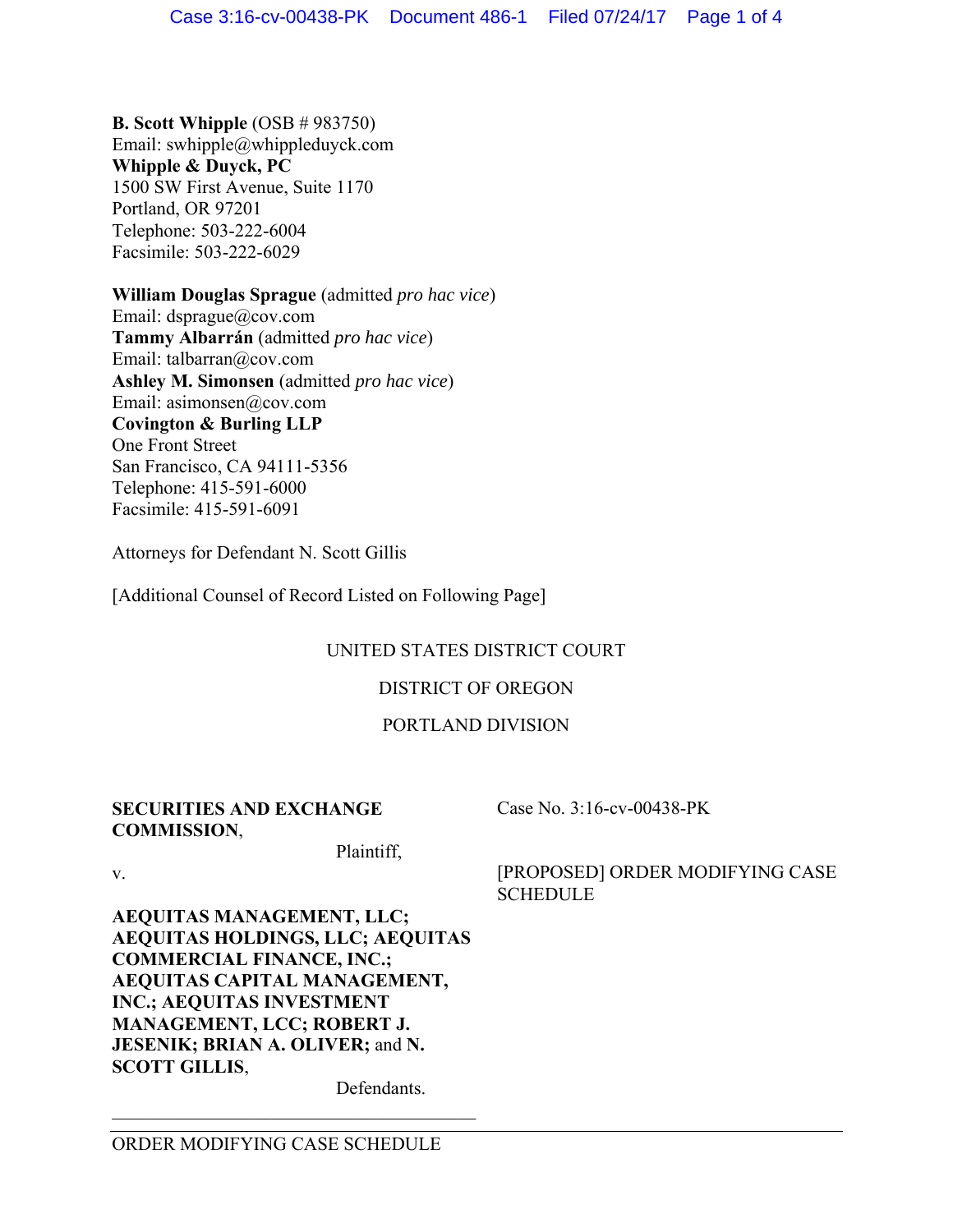**B. Scott Whipple** (OSB # 983750)
Email: swhipple@whippleduyck.com
**Whipple & Duyck, PC**
1500 SW First Avenue, Suite 1170
Portland, OR 97201
Telephone: 503-222-6004
Facsimile: 503-222-6029

**William Douglas Sprague** (admitted *pro hac vice*)
Email: dsprague@cov.com
**Tammy Albarrán** (admitted *pro hac vice*)
Email: talbarran@cov.com
**Ashley M. Simonsen** (admitted *pro hac vice*)
Email: asimonsen@cov.com
**Covington & Burling LLP**
One Front Street
San Francisco, CA 94111-5356
Telephone: 415-591-6000
Facsimile: 415-591-6091

Attorneys for Defendant N. Scott Gillis

[Additional Counsel of Record Listed on Following Page]

UNITED STATES DISTRICT COURT

DISTRICT OF OREGON

PORTLAND DIVISION

**SECURITIES AND EXCHANGE COMMISSION**,

Plaintiff,

v.

**AEQUITAS MANAGEMENT, LLC; AEQUITAS HOLDINGS, LLC; AEQUITAS COMMERCIAL FINANCE, INC.; AEQUITAS CAPITAL MANAGEMENT, INC.; AEQUITAS INVESTMENT MANAGEMENT, LCC; ROBERT J. JESENIK; BRIAN A. OLIVER;** and **N. SCOTT GILLIS**,

Defendants.

Case No. 3:16-cv-00438-PK

[PROPOSED] ORDER MODIFYING CASE SCHEDULE

ORDER MODIFYING CASE SCHEDULE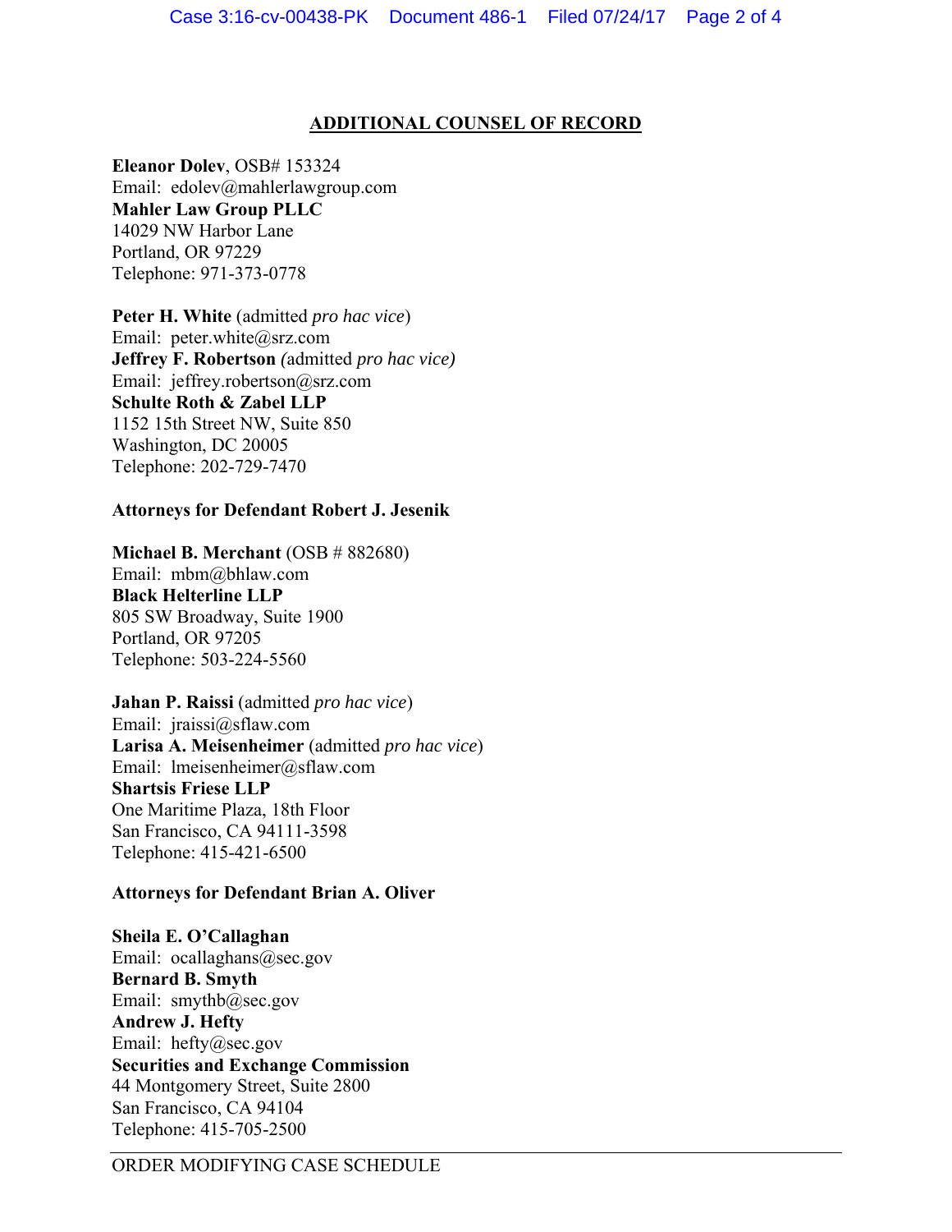## ADDITIONAL COUNSEL OF RECORD

**Eleanor Dolev**, OSB# 153324
Email: edolev@mahlerlawgroup.com
**Mahler Law Group PLLC**
14029 NW Harbor Lane
Portland, OR 97229
Telephone: 971-373-0778

**Peter H. White** (admitted *pro hac vice*)
Email: peter.white@srz.com
**Jeffrey F. Robertson** *(*admitted *pro hac vice)*
Email: jeffrey.robertson@srz.com
**Schulte Roth & Zabel LLP**
1152 15th Street NW, Suite 850
Washington, DC 20005
Telephone: 202-729-7470

**Attorneys for Defendant Robert J. Jesenik**

**Michael B. Merchant** (OSB # 882680)
Email: mbm@bhlaw.com
**Black Helterline LLP**
805 SW Broadway, Suite 1900
Portland, OR 97205
Telephone: 503-224-5560

**Jahan P. Raissi** (admitted *pro hac vice*)
Email: jraissi@sflaw.com
**Larisa A. Meisenheimer** (admitted *pro hac vice*)
Email: lmeisenheimer@sflaw.com
**Shartsis Friese LLP**
One Maritime Plaza, 18th Floor
San Francisco, CA 94111-3598
Telephone: 415-421-6500

**Attorneys for Defendant Brian A. Oliver**

**Sheila E. O'Callaghan**
Email: ocallaghans@sec.gov
**Bernard B. Smyth**
Email: smythb@sec.gov
**Andrew J. Hefty**
Email: hefty@sec.gov
**Securities and Exchange Commission**
44 Montgomery Street, Suite 2800
San Francisco, CA 94104
Telephone: 415-705-2500

ORDER MODIFYING CASE SCHEDULE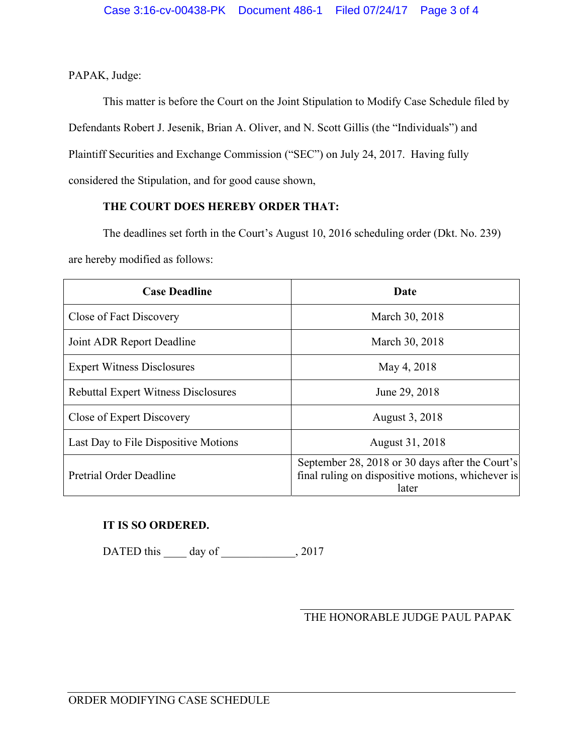PAPAK, Judge:

This matter is before the Court on the Joint Stipulation to Modify Case Schedule filed by Defendants Robert J. Jesenik, Brian A. Oliver, and N. Scott Gillis (the "Individuals") and Plaintiff Securities and Exchange Commission ("SEC") on July 24, 2017. Having fully considered the Stipulation, and for good cause shown,

**THE COURT DOES HEREBY ORDER THAT:**

The deadlines set forth in the Court's August 10, 2016 scheduling order (Dkt. No. 239) are hereby modified as follows:

| Case Deadline | Date |
|---|---|
| Close of Fact Discovery | March 30, 2018 |
| Joint ADR Report Deadline | March 30, 2018 |
| Expert Witness Disclosures | May 4, 2018 |
| Rebuttal Expert Witness Disclosures | June 29, 2018 |
| Close of Expert Discovery | August 3, 2018 |
| Last Day to File Dispositive Motions | August 31, 2018 |
| Pretrial Order Deadline | September 28, 2018 or 30 days after the Court's final ruling on dispositive motions, whichever is later |

**IT IS SO ORDERED.**

DATED this ____ day of _____________, 2017

_______________________________
THE HONORABLE JUDGE PAUL PAPAK

ORDER MODIFYING CASE SCHEDULE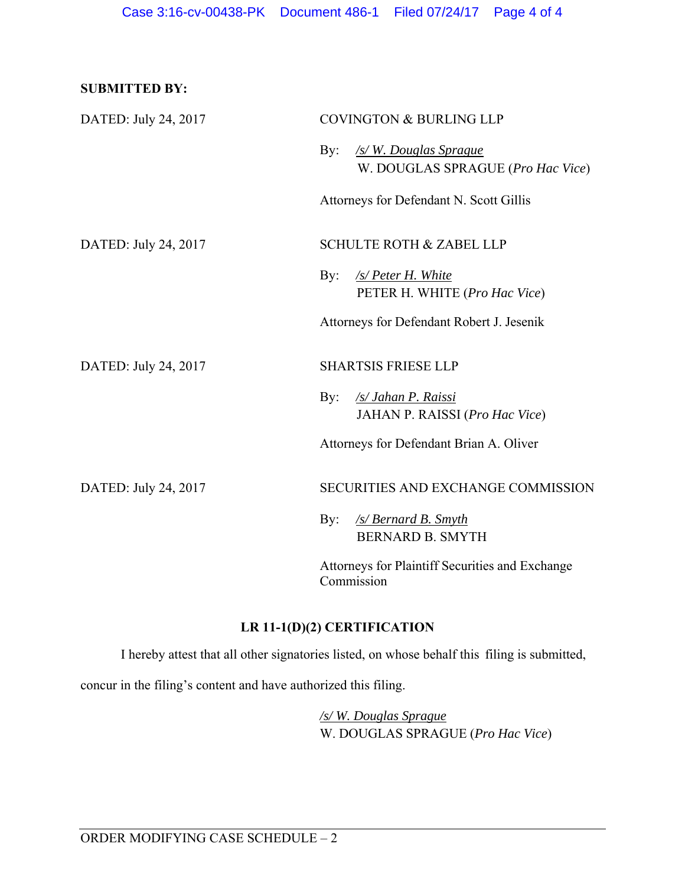**SUBMITTED BY:**

DATED: July 24, 2017

COVINGTON & BURLING LLP

By: */s/ W. Douglas Sprague*
W. DOUGLAS SPRAGUE (*Pro Hac Vice*)

Attorneys for Defendant N. Scott Gillis

DATED: July 24, 2017

SCHULTE ROTH & ZABEL LLP

By: */s/ Peter H. White*
PETER H. WHITE (*Pro Hac Vice*)

Attorneys for Defendant Robert J. Jesenik

DATED: July 24, 2017

SHARTSIS FRIESE LLP

By: */s/ Jahan P. Raissi*
JAHAN P. RAISSI (*Pro Hac Vice*)

Attorneys for Defendant Brian A. Oliver

DATED: July 24, 2017

SECURITIES AND EXCHANGE COMMISSION

By: */s/ Bernard B. Smyth*
BERNARD B. SMYTH

Attorneys for Plaintiff Securities and Exchange Commission

**LR 11-1(D)(2) CERTIFICATION**

I hereby attest that all other signatories listed, on whose behalf this filing is submitted, concur in the filing's content and have authorized this filing.

*/s/ W. Douglas Sprague*
W. DOUGLAS SPRAGUE (*Pro Hac Vice*)